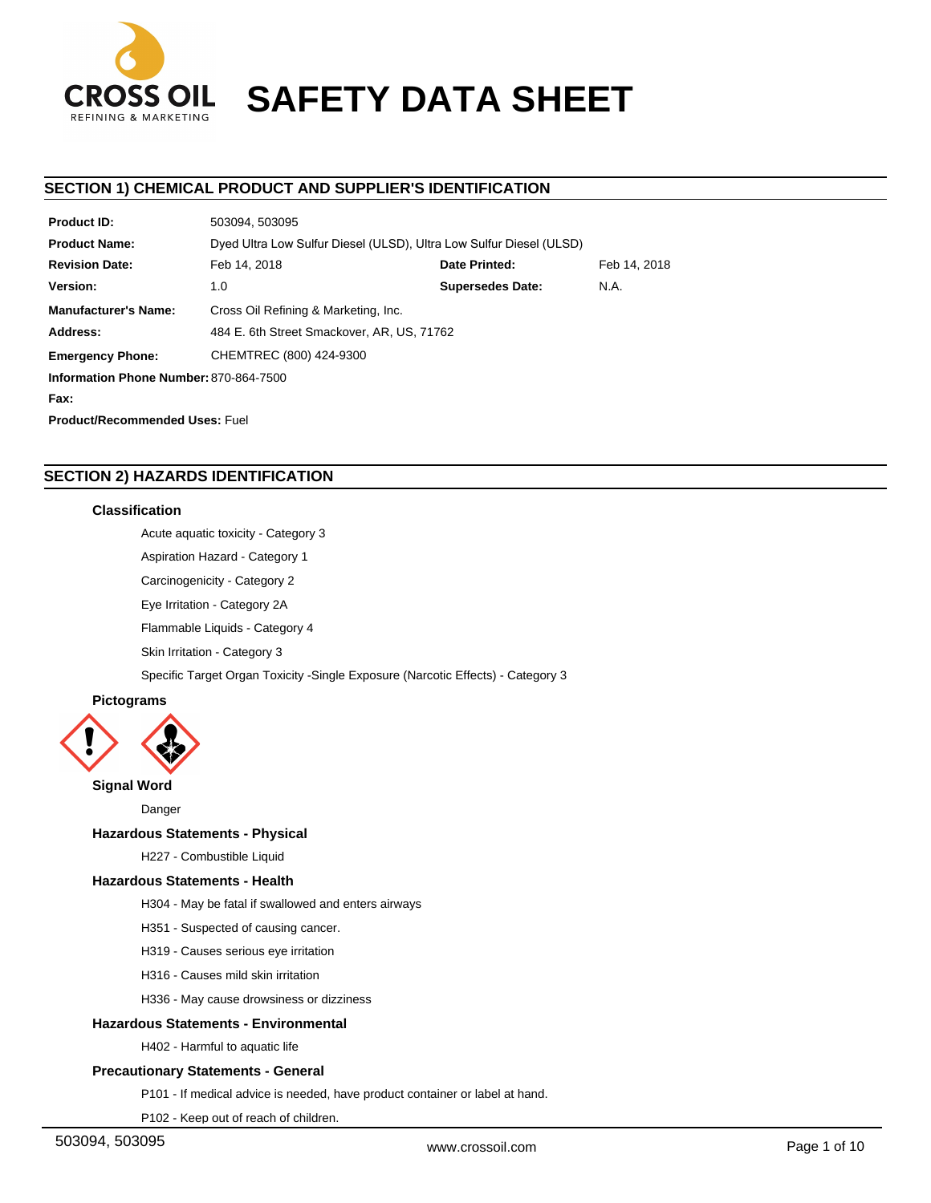# SAFETY DATA SHEET

## SECTION 1) CHEMICAL PRODUCT AND SUPPLIER'S IDENTIFICATION

| | | | |
|---|---|---|---|
| **Product ID:** | 503094, 503095 | | |
| **Product Name:** | Dyed Ultra Low Sulfur Diesel (ULSD), Ultra Low Sulfur Diesel (ULSD) | | |
| **Revision Date:** | Feb 14, 2018 | **Date Printed:** | Feb 14, 2018 |
| **Version:** | 1.0 | **Supersedes Date:** | N.A. |
| **Manufacturer's Name:** | Cross Oil Refining & Marketing, Inc. | | |
| **Address:** | 484 E. 6th Street Smackover, AR, US, 71762 | | |
| **Emergency Phone:** | CHEMTREC (800) 424-9300 | | |
| **Information Phone Number:** | 870-864-7500 | | |
| **Fax:** | | | |
| **Product/Recommended Uses:** | Fuel | | |

## SECTION 2) HAZARDS IDENTIFICATION

### Classification

Acute aquatic toxicity - Category 3

Aspiration Hazard - Category 1

Carcinogenicity - Category 2

Eye Irritation - Category 2A

Flammable Liquids - Category 4

Skin Irritation - Category 3

Specific Target Organ Toxicity -Single Exposure (Narcotic Effects) - Category 3

### Pictograms

### Signal Word

Danger

### Hazardous Statements - Physical

H227 - Combustible Liquid

### Hazardous Statements - Health

H304 - May be fatal if swallowed and enters airways

H351 - Suspected of causing cancer.

H319 - Causes serious eye irritation

H316 - Causes mild skin irritation

H336 - May cause drowsiness or dizziness

### Hazardous Statements - Environmental

H402 - Harmful to aquatic life

### Precautionary Statements - General

P101 - If medical advice is needed, have product container or label at hand.

P102 - Keep out of reach of children.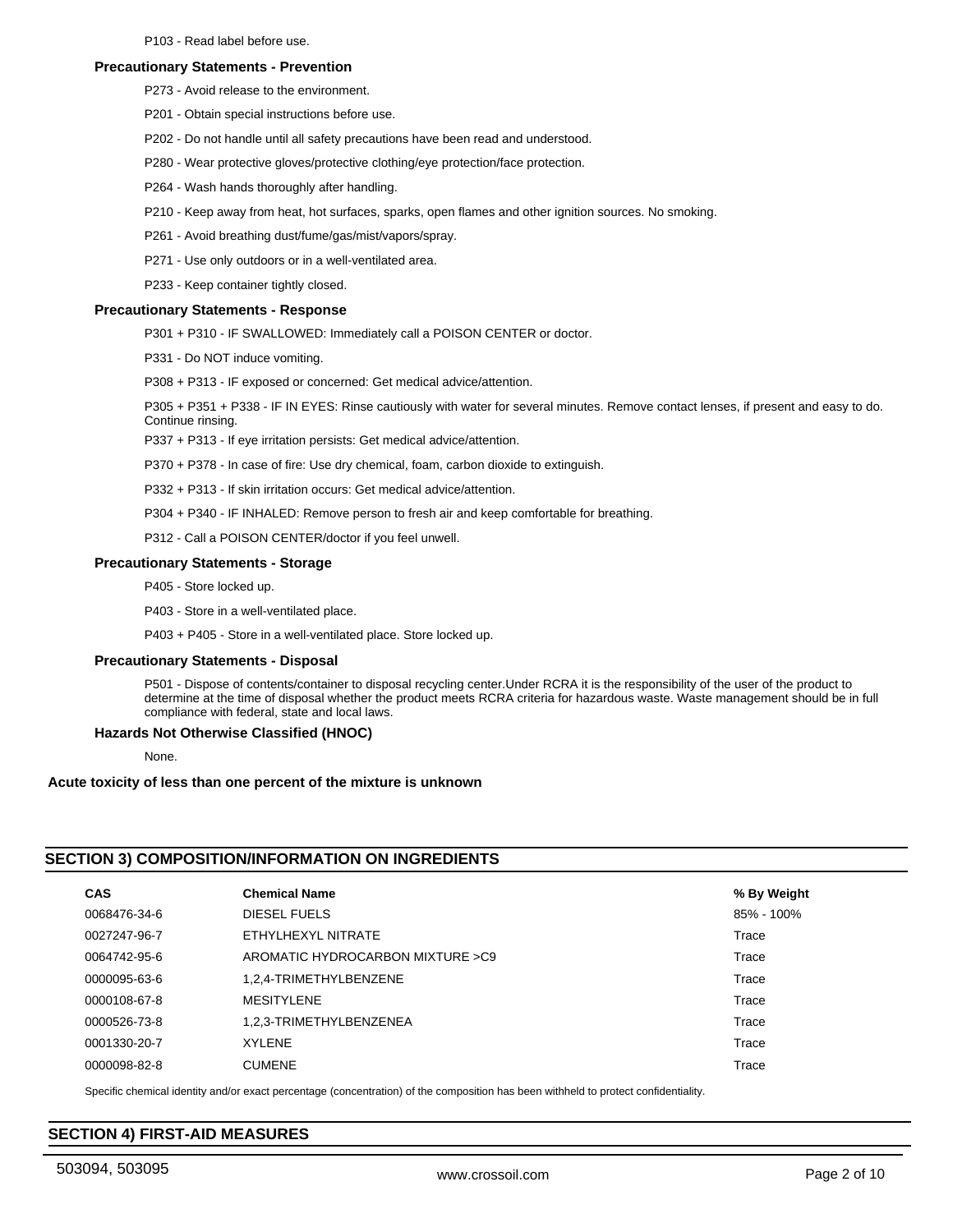P103 - Read label before use.

### Precautionary Statements - Prevention

P273 - Avoid release to the environment.

P201 - Obtain special instructions before use.

P202 - Do not handle until all safety precautions have been read and understood.

P280 - Wear protective gloves/protective clothing/eye protection/face protection.

P264 - Wash hands thoroughly after handling.

P210 - Keep away from heat, hot surfaces, sparks, open flames and other ignition sources. No smoking.

P261 - Avoid breathing dust/fume/gas/mist/vapors/spray.

P271 - Use only outdoors or in a well-ventilated area.

P233 - Keep container tightly closed.

### Precautionary Statements - Response

P301 + P310 - IF SWALLOWED: Immediately call a POISON CENTER or doctor.

P331 - Do NOT induce vomiting.

P308 + P313 - IF exposed or concerned: Get medical advice/attention.

P305 + P351 + P338 - IF IN EYES: Rinse cautiously with water for several minutes. Remove contact lenses, if present and easy to do. Continue rinsing.

P337 + P313 - If eye irritation persists: Get medical advice/attention.

P370 + P378 - In case of fire: Use dry chemical, foam, carbon dioxide to extinguish.

P332 + P313 - If skin irritation occurs: Get medical advice/attention.

P304 + P340 - IF INHALED: Remove person to fresh air and keep comfortable for breathing.

P312 - Call a POISON CENTER/doctor if you feel unwell.

### Precautionary Statements - Storage

P405 - Store locked up.

P403 - Store in a well-ventilated place.

P403 + P405 - Store in a well-ventilated place. Store locked up.

### Precautionary Statements - Disposal

P501 - Dispose of contents/container to disposal recycling center.Under RCRA it is the responsibility of the user of the product to determine at the time of disposal whether the product meets RCRA criteria for hazardous waste. Waste management should be in full compliance with federal, state and local laws.

### Hazards Not Otherwise Classified (HNOC)

None.

**Acute toxicity of less than one percent of the mixture is unknown**

## SECTION 3) COMPOSITION/INFORMATION ON INGREDIENTS

| CAS | Chemical Name | % By Weight |
|---|---|---|
| 0068476-34-6 | DIESEL FUELS | 85% - 100% |
| 0027247-96-7 | ETHYLHEXYL NITRATE | Trace |
| 0064742-95-6 | AROMATIC HYDROCARBON MIXTURE >C9 | Trace |
| 0000095-63-6 | 1,2,4-TRIMETHYLBENZENE | Trace |
| 0000108-67-8 | MESITYLENE | Trace |
| 0000526-73-8 | 1,2,3-TRIMETHYLBENZENEA | Trace |
| 0001330-20-7 | XYLENE | Trace |
| 0000098-82-8 | CUMENE | Trace |

Specific chemical identity and/or exact percentage (concentration) of the composition has been withheld to protect confidentiality.

## SECTION 4) FIRST-AID MEASURES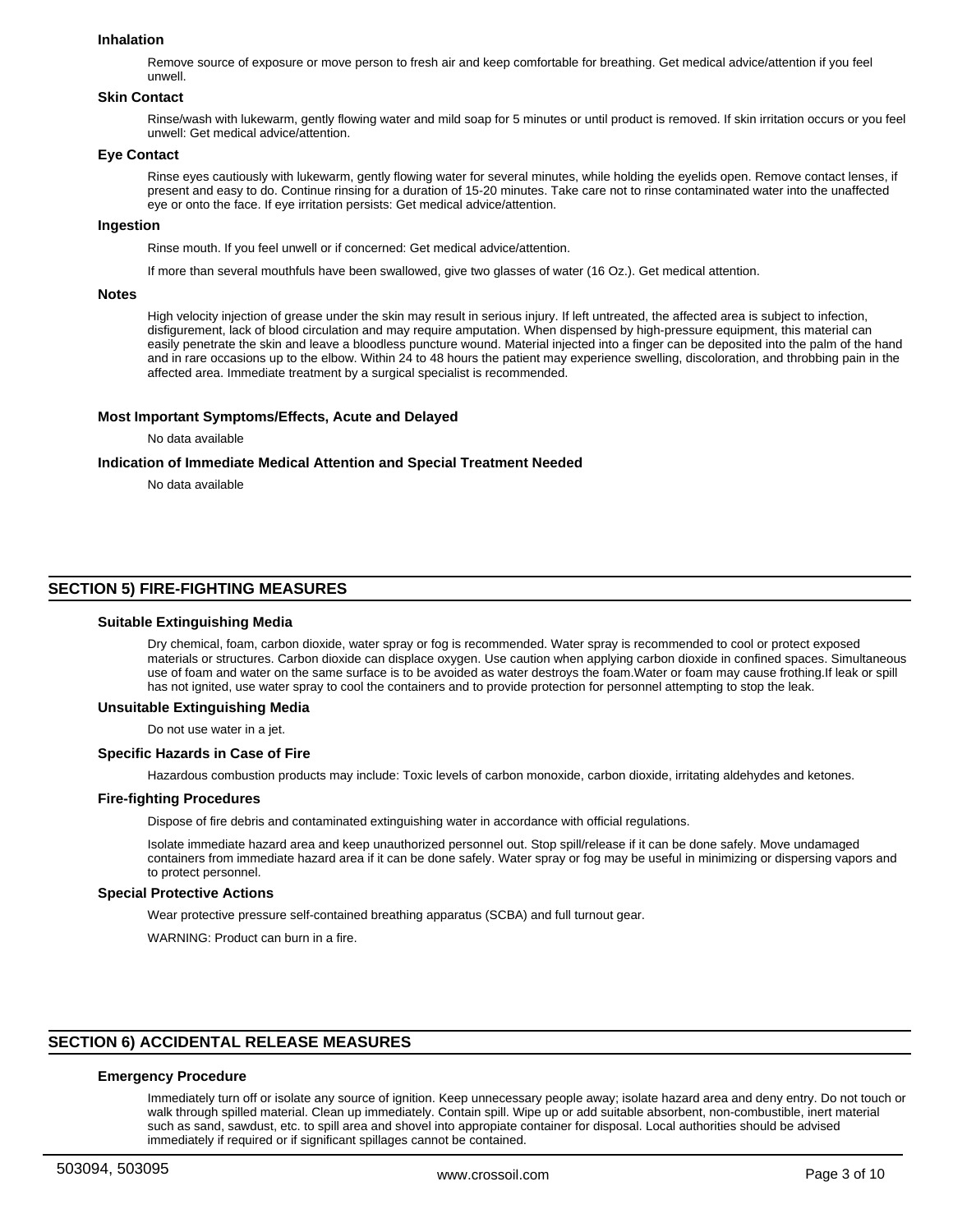### Inhalation

Remove source of exposure or move person to fresh air and keep comfortable for breathing. Get medical advice/attention if you feel unwell.

### Skin Contact

Rinse/wash with lukewarm, gently flowing water and mild soap for 5 minutes or until product is removed. If skin irritation occurs or you feel unwell: Get medical advice/attention.

### Eye Contact

Rinse eyes cautiously with lukewarm, gently flowing water for several minutes, while holding the eyelids open. Remove contact lenses, if present and easy to do. Continue rinsing for a duration of 15-20 minutes. Take care not to rinse contaminated water into the unaffected eye or onto the face. If eye irritation persists: Get medical advice/attention.

### Ingestion

Rinse mouth. If you feel unwell or if concerned: Get medical advice/attention.

If more than several mouthfuls have been swallowed, give two glasses of water (16 Oz.). Get medical attention.

### Notes

High velocity injection of grease under the skin may result in serious injury. If left untreated, the affected area is subject to infection, disfigurement, lack of blood circulation and may require amputation. When dispensed by high-pressure equipment, this material can easily penetrate the skin and leave a bloodless puncture wound. Material injected into a finger can be deposited into the palm of the hand and in rare occasions up to the elbow. Within 24 to 48 hours the patient may experience swelling, discoloration, and throbbing pain in the affected area. Immediate treatment by a surgical specialist is recommended.

### Most Important Symptoms/Effects, Acute and Delayed

No data available

### Indication of Immediate Medical Attention and Special Treatment Needed

No data available

## SECTION 5) FIRE-FIGHTING MEASURES

### Suitable Extinguishing Media

Dry chemical, foam, carbon dioxide, water spray or fog is recommended. Water spray is recommended to cool or protect exposed materials or structures. Carbon dioxide can displace oxygen. Use caution when applying carbon dioxide in confined spaces. Simultaneous use of foam and water on the same surface is to be avoided as water destroys the foam.Water or foam may cause frothing.If leak or spill has not ignited, use water spray to cool the containers and to provide protection for personnel attempting to stop the leak.

### Unsuitable Extinguishing Media

Do not use water in a jet.

### Specific Hazards in Case of Fire

Hazardous combustion products may include: Toxic levels of carbon monoxide, carbon dioxide, irritating aldehydes and ketones.

### Fire-fighting Procedures

Dispose of fire debris and contaminated extinguishing water in accordance with official regulations.

Isolate immediate hazard area and keep unauthorized personnel out. Stop spill/release if it can be done safely. Move undamaged containers from immediate hazard area if it can be done safely. Water spray or fog may be useful in minimizing or dispersing vapors and to protect personnel.

### Special Protective Actions

Wear protective pressure self-contained breathing apparatus (SCBA) and full turnout gear.

WARNING: Product can burn in a fire.

## SECTION 6) ACCIDENTAL RELEASE MEASURES

### Emergency Procedure

Immediately turn off or isolate any source of ignition. Keep unnecessary people away; isolate hazard area and deny entry. Do not touch or walk through spilled material. Clean up immediately. Contain spill. Wipe up or add suitable absorbent, non-combustible, inert material such as sand, sawdust, etc. to spill area and shovel into appropiate container for disposal. Local authorities should be advised immediately if required or if significant spillages cannot be contained.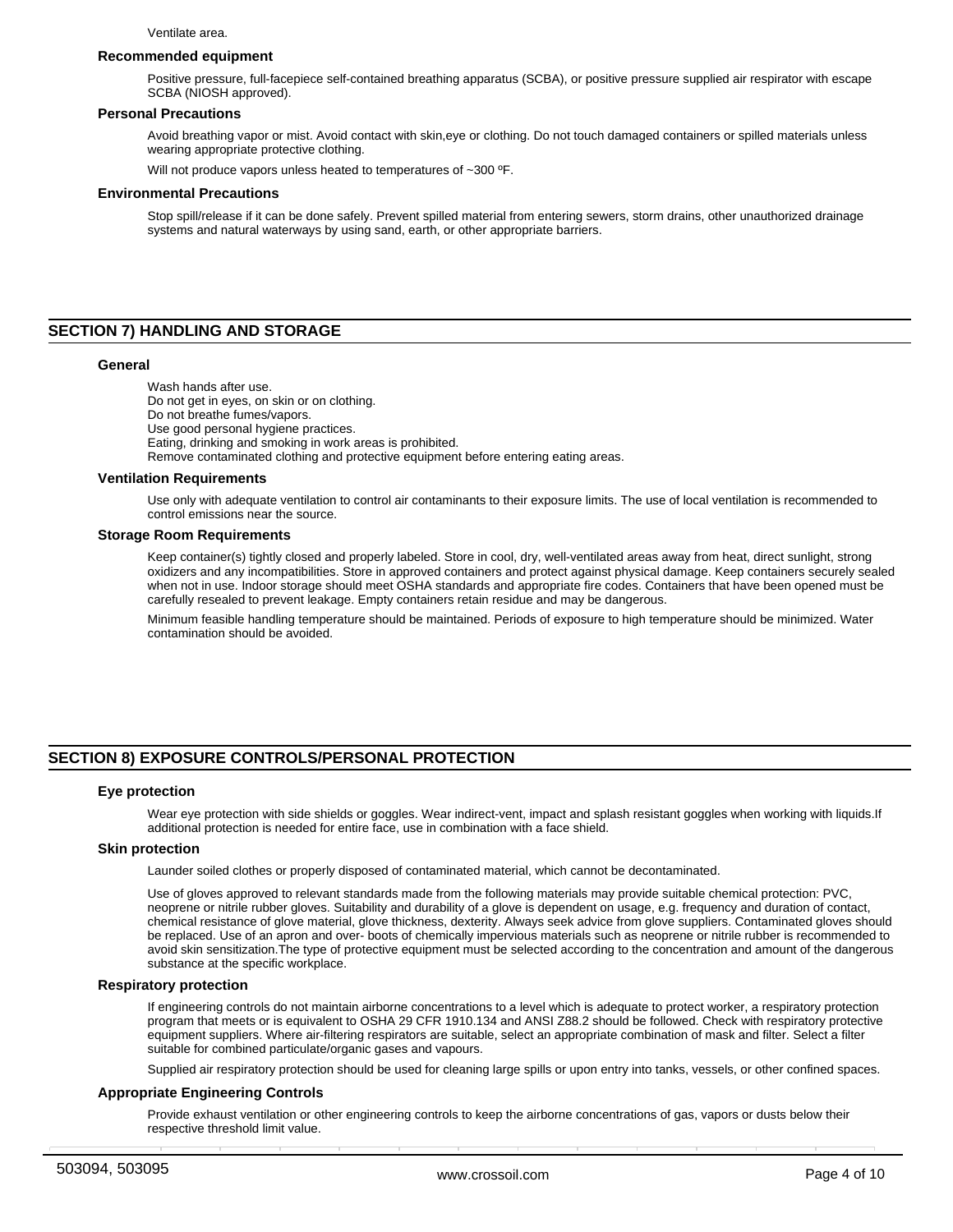Ventilate area.

### Recommended equipment

Positive pressure, full-facepiece self-contained breathing apparatus (SCBA), or positive pressure supplied air respirator with escape SCBA (NIOSH approved).

### Personal Precautions

Avoid breathing vapor or mist. Avoid contact with skin,eye or clothing. Do not touch damaged containers or spilled materials unless wearing appropriate protective clothing.

Will not produce vapors unless heated to temperatures of ~300 ºF.

### Environmental Precautions

Stop spill/release if it can be done safely. Prevent spilled material from entering sewers, storm drains, other unauthorized drainage systems and natural waterways by using sand, earth, or other appropriate barriers.

## SECTION 7) HANDLING AND STORAGE

### General

Wash hands after use.
Do not get in eyes, on skin or on clothing.
Do not breathe fumes/vapors.
Use good personal hygiene practices.
Eating, drinking and smoking in work areas is prohibited.
Remove contaminated clothing and protective equipment before entering eating areas.

### Ventilation Requirements

Use only with adequate ventilation to control air contaminants to their exposure limits. The use of local ventilation is recommended to control emissions near the source.

### Storage Room Requirements

Keep container(s) tightly closed and properly labeled. Store in cool, dry, well-ventilated areas away from heat, direct sunlight, strong oxidizers and any incompatibilities. Store in approved containers and protect against physical damage. Keep containers securely sealed when not in use. Indoor storage should meet OSHA standards and appropriate fire codes. Containers that have been opened must be carefully resealed to prevent leakage. Empty containers retain residue and may be dangerous.

Minimum feasible handling temperature should be maintained. Periods of exposure to high temperature should be minimized. Water contamination should be avoided.

## SECTION 8) EXPOSURE CONTROLS/PERSONAL PROTECTION

### Eye protection

Wear eye protection with side shields or goggles. Wear indirect-vent, impact and splash resistant goggles when working with liquids.If additional protection is needed for entire face, use in combination with a face shield.

### Skin protection

Launder soiled clothes or properly disposed of contaminated material, which cannot be decontaminated.

Use of gloves approved to relevant standards made from the following materials may provide suitable chemical protection: PVC, neoprene or nitrile rubber gloves. Suitability and durability of a glove is dependent on usage, e.g. frequency and duration of contact, chemical resistance of glove material, glove thickness, dexterity. Always seek advice from glove suppliers. Contaminated gloves should be replaced. Use of an apron and over- boots of chemically impervious materials such as neoprene or nitrile rubber is recommended to avoid skin sensitization.The type of protective equipment must be selected according to the concentration and amount of the dangerous substance at the specific workplace.

### Respiratory protection

If engineering controls do not maintain airborne concentrations to a level which is adequate to protect worker, a respiratory protection program that meets or is equivalent to OSHA 29 CFR 1910.134 and ANSI Z88.2 should be followed. Check with respiratory protective equipment suppliers. Where air-filtering respirators are suitable, select an appropriate combination of mask and filter. Select a filter suitable for combined particulate/organic gases and vapours.

Supplied air respiratory protection should be used for cleaning large spills or upon entry into tanks, vessels, or other confined spaces.

### Appropriate Engineering Controls

Provide exhaust ventilation or other engineering controls to keep the airborne concentrations of gas, vapors or dusts below their respective threshold limit value.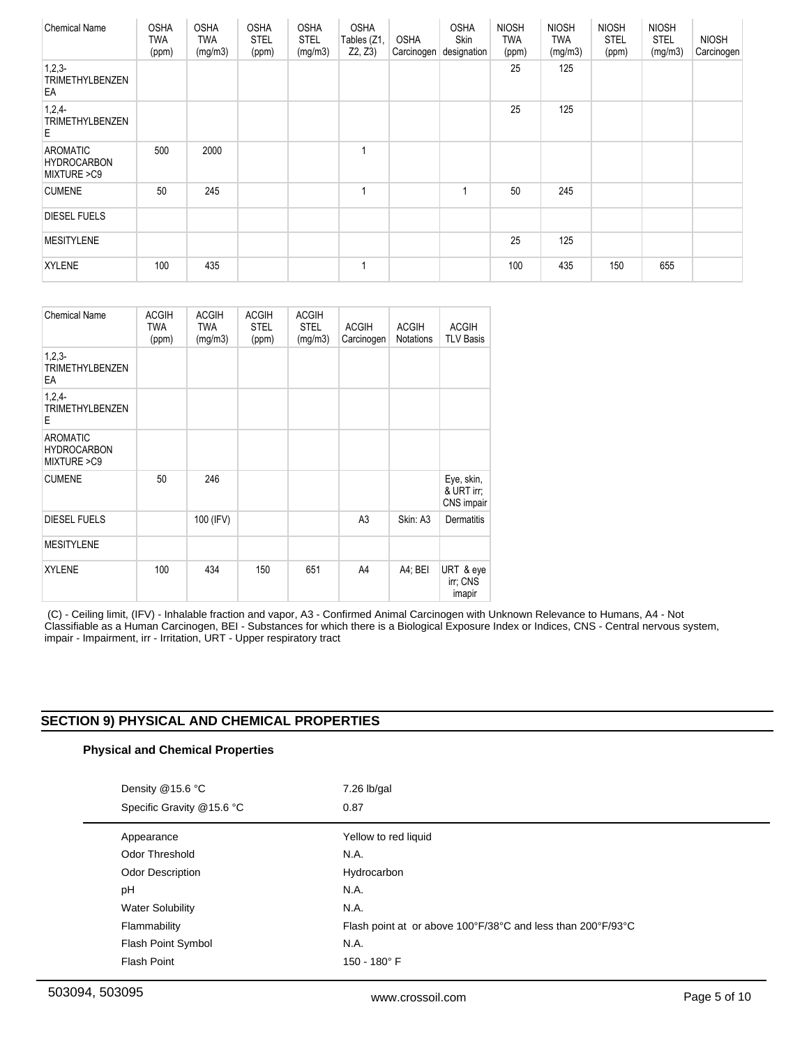| Chemical Name | OSHA TWA (ppm) | OSHA TWA (mg/m3) | OSHA STEL (ppm) | OSHA STEL (mg/m3) | OSHA Tables (Z1, Z2, Z3) | OSHA Carcinogen | OSHA Skin designation | NIOSH TWA (ppm) | NIOSH TWA (mg/m3) | NIOSH STEL (ppm) | NIOSH STEL (mg/m3) | NIOSH Carcinogen |
|---|---|---|---|---|---|---|---|---|---|---|---|---|
| 1,2,3-TRIMETHYLBENZENEA | | | | | | | | 25 | 125 | | | |
| 1,2,4-TRIMETHYLBENZENE | | | | | | | | 25 | 125 | | | |
| AROMATIC HYDROCARBON MIXTURE >C9 | 500 | 2000 | | | 1 | | | | | | | |
| CUMENE | 50 | 245 | | | 1 | | 1 | 50 | 245 | | | |
| DIESEL FUELS | | | | | | | | | | | | |
| MESITYLENE | | | | | | | | 25 | 125 | | | |
| XYLENE | 100 | 435 | | | 1 | | | 100 | 435 | 150 | 655 | |

| Chemical Name | ACGIH TWA (ppm) | ACGIH TWA (mg/m3) | ACGIH STEL (ppm) | ACGIH STEL (mg/m3) | ACGIH Carcinogen | ACGIH Notations | ACGIH TLV Basis |
|---|---|---|---|---|---|---|---|
| 1,2,3-TRIMETHYLBENZENEA | | | | | | | |
| 1,2,4-TRIMETHYLBENZENE | | | | | | | |
| AROMATIC HYDROCARBON MIXTURE >C9 | | | | | | | |
| CUMENE | 50 | 246 | | | | | Eye, skin, & URT irr; CNS impair |
| DIESEL FUELS | | 100 (IFV) | | | A3 | Skin: A3 | Dermatitis |
| MESITYLENE | | | | | | | |
| XYLENE | 100 | 434 | 150 | 651 | A4 | A4; BEI | URT & eye irr; CNS imapir |

(C) - Ceiling limit, (IFV) - Inhalable fraction and vapor, A3 - Confirmed Animal Carcinogen with Unknown Relevance to Humans, A4 - Not Classifiable as a Human Carcinogen, BEI - Substances for which there is a Biological Exposure Index or Indices, CNS - Central nervous system, impair - Impairment, irr - Irritation, URT - Upper respiratory tract

## SECTION 9) PHYSICAL AND CHEMICAL PROPERTIES

### Physical and Chemical Properties

| Property | Value |
|---|---|
| Density @15.6 °C | 7.26 lb/gal |
| Specific Gravity @15.6 °C | 0.87 |
| Appearance | Yellow to red liquid |
| Odor Threshold | N.A. |
| Odor Description | Hydrocarbon |
| pH | N.A. |
| Water Solubility | N.A. |
| Flammability | Flash point at or above 100°F/38°C and less than 200°F/93°C |
| Flash Point Symbol | N.A. |
| Flash Point | 150 - 180° F |

503094, 503095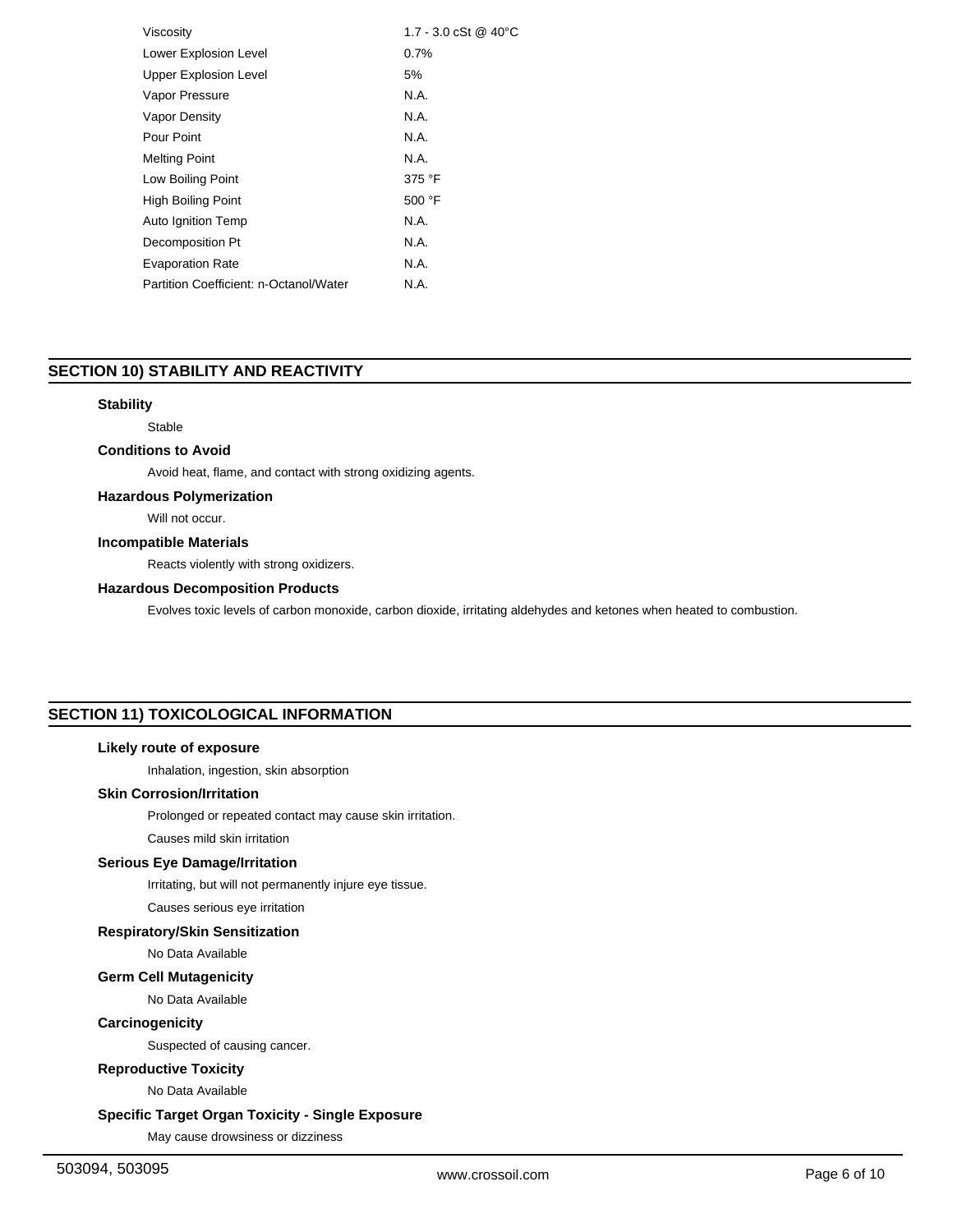| | |
|---|---|
| Viscosity | 1.7 - 3.0 cSt @ 40°C |
| Lower Explosion Level | 0.7% |
| Upper Explosion Level | 5% |
| Vapor Pressure | N.A. |
| Vapor Density | N.A. |
| Pour Point | N.A. |
| Melting Point | N.A. |
| Low Boiling Point | 375 °F |
| High Boiling Point | 500 °F |
| Auto Ignition Temp | N.A. |
| Decomposition Pt | N.A. |
| Evaporation Rate | N.A. |
| Partition Coefficient: n-Octanol/Water | N.A. |

## SECTION 10) STABILITY AND REACTIVITY

**Stability**

Stable

**Conditions to Avoid**

Avoid heat, flame, and contact with strong oxidizing agents.

**Hazardous Polymerization**

Will not occur.

**Incompatible Materials**

Reacts violently with strong oxidizers.

**Hazardous Decomposition Products**

Evolves toxic levels of carbon monoxide, carbon dioxide, irritating aldehydes and ketones when heated to combustion.

## SECTION 11) TOXICOLOGICAL INFORMATION

**Likely route of exposure**

Inhalation, ingestion, skin absorption

**Skin Corrosion/Irritation**

Prolonged or repeated contact may cause skin irritation.

Causes mild skin irritation

**Serious Eye Damage/Irritation**

Irritating, but will not permanently injure eye tissue.

Causes serious eye irritation

**Respiratory/Skin Sensitization**

No Data Available

**Germ Cell Mutagenicity**

No Data Available

**Carcinogenicity**

Suspected of causing cancer.

**Reproductive Toxicity**

No Data Available

**Specific Target Organ Toxicity - Single Exposure**

May cause drowsiness or dizziness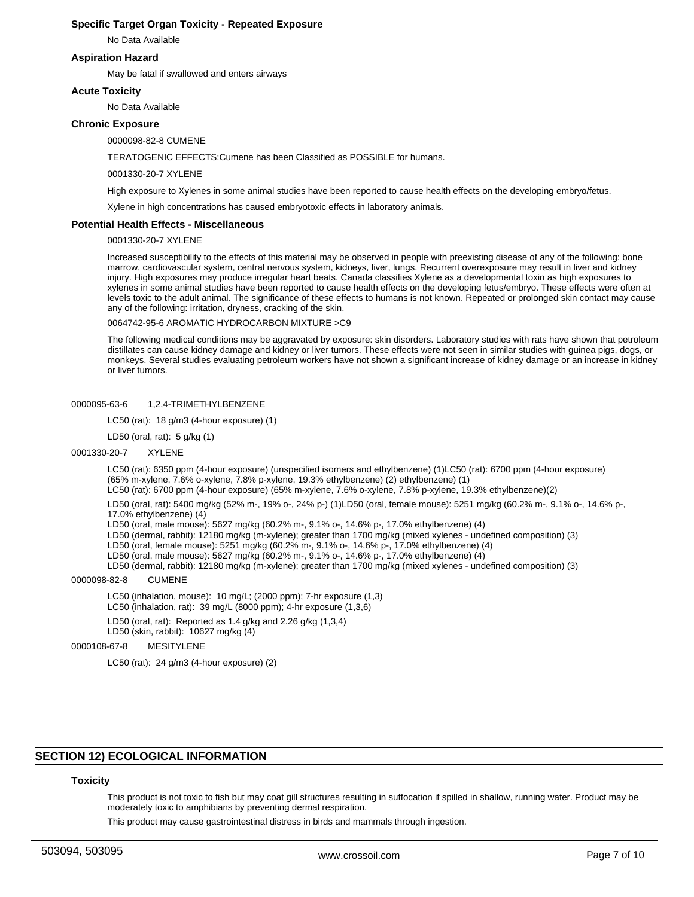### Specific Target Organ Toxicity - Repeated Exposure

No Data Available

### Aspiration Hazard

May be fatal if swallowed and enters airways

### Acute Toxicity

No Data Available

### Chronic Exposure

0000098-82-8 CUMENE

TERATOGENIC EFFECTS:Cumene has been Classified as POSSIBLE for humans.

0001330-20-7 XYLENE

High exposure to Xylenes in some animal studies have been reported to cause health effects on the developing embryo/fetus.

Xylene in high concentrations has caused embryotoxic effects in laboratory animals.

### Potential Health Effects - Miscellaneous

0001330-20-7 XYLENE

Increased susceptibility to the effects of this material may be observed in people with preexisting disease of any of the following: bone marrow, cardiovascular system, central nervous system, kidneys, liver, lungs. Recurrent overexposure may result in liver and kidney injury. High exposures may produce irregular heart beats. Canada classifies Xylene as a developmental toxin as high exposures to xylenes in some animal studies have been reported to cause health effects on the developing fetus/embryo. These effects were often at levels toxic to the adult animal. The significance of these effects to humans is not known. Repeated or prolonged skin contact may cause any of the following: irritation, dryness, cracking of the skin.

0064742-95-6 AROMATIC HYDROCARBON MIXTURE >C9

The following medical conditions may be aggravated by exposure: skin disorders. Laboratory studies with rats have shown that petroleum distillates can cause kidney damage and kidney or liver tumors. These effects were not seen in similar studies with guinea pigs, dogs, or monkeys. Several studies evaluating petroleum workers have not shown a significant increase of kidney damage or an increase in kidney or liver tumors.

0000095-63-6 1,2,4-TRIMETHYLBENZENE

LC50 (rat): 18 g/m3 (4-hour exposure) (1)

LD50 (oral, rat): 5 g/kg (1)

0001330-20-7 XYLENE

LC50 (rat): 6350 ppm (4-hour exposure) (unspecified isomers and ethylbenzene) (1)LC50 (rat): 6700 ppm (4-hour exposure) (65% m-xylene, 7.6% o-xylene, 7.8% p-xylene, 19.3% ethylbenzene) (2) ethylbenzene) (1)
LC50 (rat): 6700 ppm (4-hour exposure) (65% m-xylene, 7.6% o-xylene, 7.8% p-xylene, 19.3% ethylbenzene)(2)

LD50 (oral, rat): 5400 mg/kg (52% m-, 19% o-, 24% p-) (1)LD50 (oral, female mouse): 5251 mg/kg (60.2% m-, 9.1% o-, 14.6% p-, 17.0% ethylbenzene) (4)
LD50 (oral, male mouse): 5627 mg/kg (60.2% m-, 9.1% o-, 14.6% p-, 17.0% ethylbenzene) (4)
LD50 (dermal, rabbit): 12180 mg/kg (m-xylene); greater than 1700 mg/kg (mixed xylenes - undefined composition) (3)
LD50 (oral, female mouse): 5251 mg/kg (60.2% m-, 9.1% o-, 14.6% p-, 17.0% ethylbenzene) (4)
LD50 (oral, male mouse): 5627 mg/kg (60.2% m-, 9.1% o-, 14.6% p-, 17.0% ethylbenzene) (4)
LD50 (dermal, rabbit): 12180 mg/kg (m-xylene); greater than 1700 mg/kg (mixed xylenes - undefined composition) (3)

0000098-82-8 CUMENE

LC50 (inhalation, mouse): 10 mg/L; (2000 ppm); 7-hr exposure (1,3)
LC50 (inhalation, rat): 39 mg/L (8000 ppm); 4-hr exposure (1,3,6)

LD50 (oral, rat): Reported as 1.4 g/kg and 2.26 g/kg (1,3,4)
LD50 (skin, rabbit): 10627 mg/kg (4)

0000108-67-8 MESITYLENE

LC50 (rat): 24 g/m3 (4-hour exposure) (2)

## SECTION 12) ECOLOGICAL INFORMATION

### Toxicity

This product is not toxic to fish but may coat gill structures resulting in suffocation if spilled in shallow, running water. Product may be moderately toxic to amphibians by preventing dermal respiration.

This product may cause gastrointestinal distress in birds and mammals through ingestion.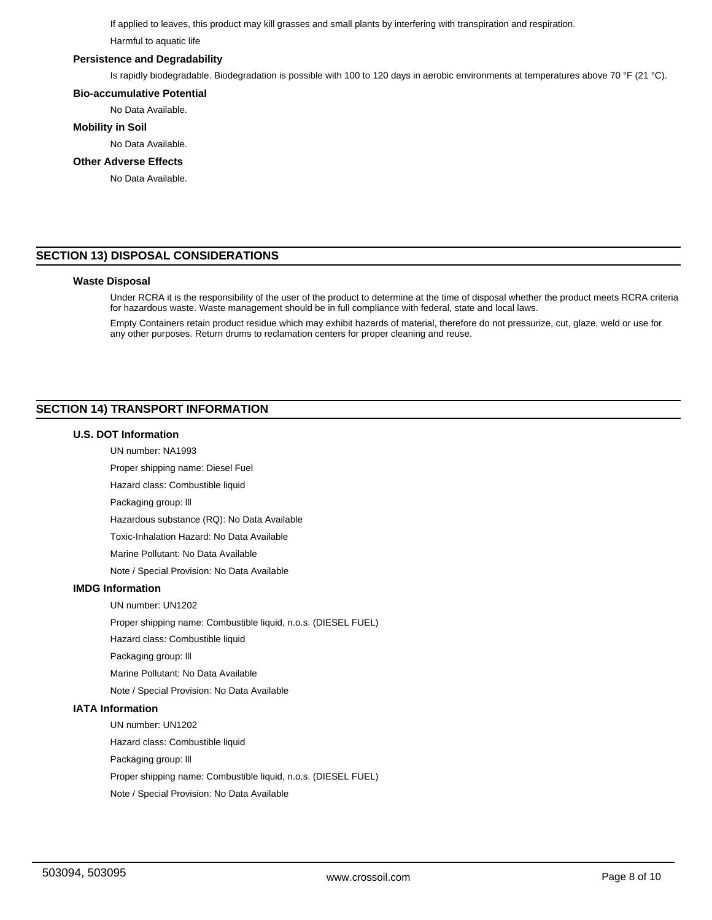If applied to leaves, this product may kill grasses and small plants by interfering with transpiration and respiration.

Harmful to aquatic life

### Persistence and Degradability

Is rapidly biodegradable. Biodegradation is possible with 100 to 120 days in aerobic environments at temperatures above 70 °F (21 °C).

### Bio-accumulative Potential

No Data Available.

### Mobility in Soil

No Data Available.

### Other Adverse Effects

No Data Available.

## SECTION 13) DISPOSAL CONSIDERATIONS

### Waste Disposal

Under RCRA it is the responsibility of the user of the product to determine at the time of disposal whether the product meets RCRA criteria for hazardous waste. Waste management should be in full compliance with federal, state and local laws.

Empty Containers retain product residue which may exhibit hazards of material, therefore do not pressurize, cut, glaze, weld or use for any other purposes. Return drums to reclamation centers for proper cleaning and reuse.

## SECTION 14) TRANSPORT INFORMATION

### U.S. DOT Information

UN number: NA1993

Proper shipping name: Diesel Fuel

Hazard class: Combustible liquid

Packaging group: lll

Hazardous substance (RQ): No Data Available

Toxic-Inhalation Hazard: No Data Available

Marine Pollutant: No Data Available

Note / Special Provision: No Data Available

### IMDG Information

UN number: UN1202

Proper shipping name: Combustible liquid, n.o.s. (DIESEL FUEL)

Hazard class: Combustible liquid

Packaging group: lll

Marine Pollutant: No Data Available

Note / Special Provision: No Data Available

### IATA Information

UN number: UN1202

Hazard class: Combustible liquid

Packaging group: lll

Proper shipping name: Combustible liquid, n.o.s. (DIESEL FUEL)

Note / Special Provision: No Data Available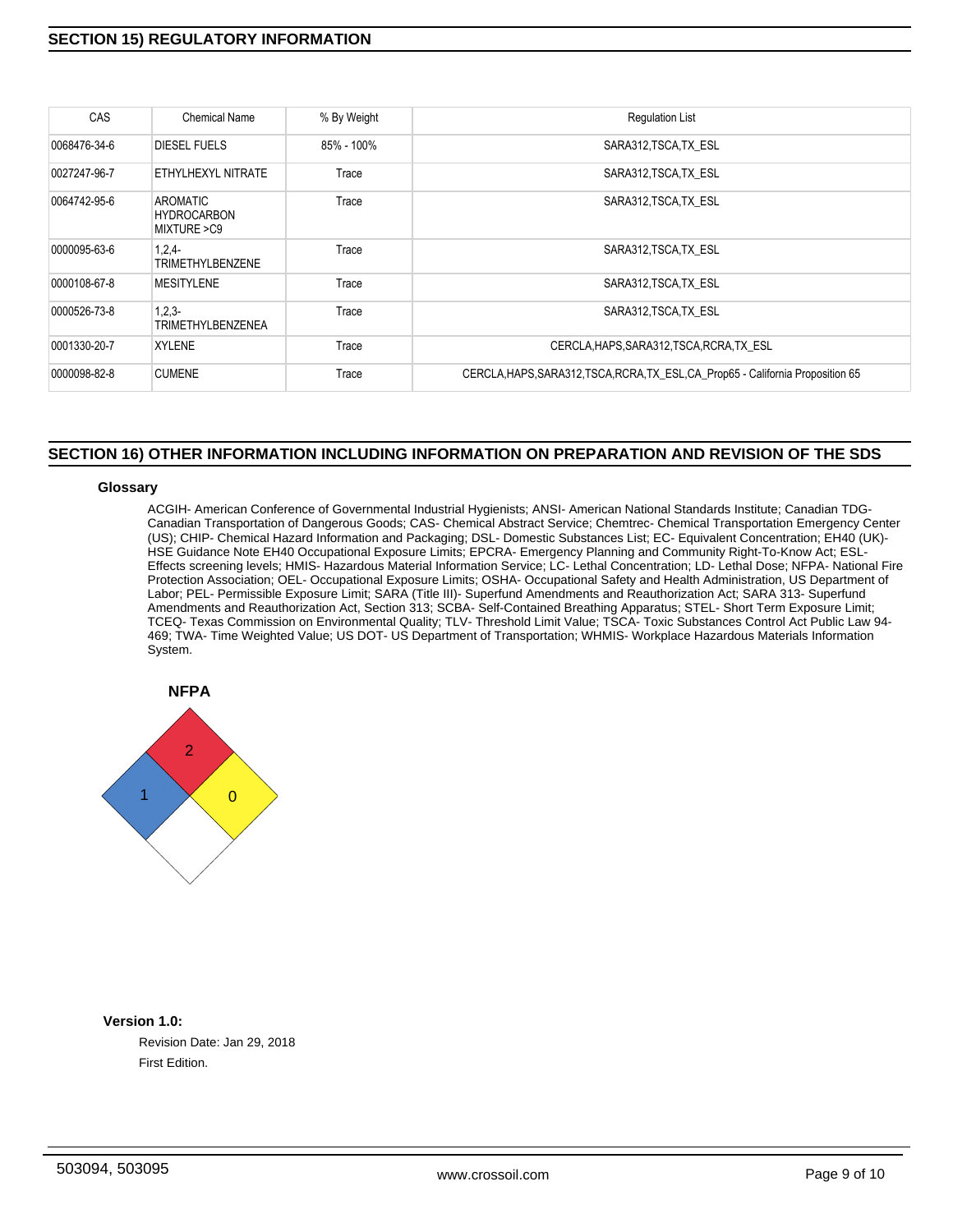## SECTION 15) REGULATORY INFORMATION

| CAS | Chemical Name | % By Weight | Regulation List |
|---|---|---|---|
| 0068476-34-6 | DIESEL FUELS | 85% - 100% | SARA312,TSCA,TX_ESL |
| 0027247-96-7 | ETHYLHEXYL NITRATE | Trace | SARA312,TSCA,TX_ESL |
| 0064742-95-6 | AROMATIC HYDROCARBON MIXTURE >C9 | Trace | SARA312,TSCA,TX_ESL |
| 0000095-63-6 | 1,2,4-TRIMETHYLBENZENE | Trace | SARA312,TSCA,TX_ESL |
| 0000108-67-8 | MESITYLENE | Trace | SARA312,TSCA,TX_ESL |
| 0000526-73-8 | 1,2,3-TRIMETHYLBENZENEA | Trace | SARA312,TSCA,TX_ESL |
| 0001330-20-7 | XYLENE | Trace | CERCLA,HAPS,SARA312,TSCA,RCRA,TX_ESL |
| 0000098-82-8 | CUMENE | Trace | CERCLA,HAPS,SARA312,TSCA,RCRA,TX_ESL,CA_Prop65 - California Proposition 65 |

## SECTION 16) OTHER INFORMATION INCLUDING INFORMATION ON PREPARATION AND REVISION OF THE SDS

### Glossary

ACGIH- American Conference of Governmental Industrial Hygienists; ANSI- American National Standards Institute; Canadian TDG- Canadian Transportation of Dangerous Goods; CAS- Chemical Abstract Service; Chemtrec- Chemical Transportation Emergency Center (US); CHIP- Chemical Hazard Information and Packaging; DSL- Domestic Substances List; EC- Equivalent Concentration; EH40 (UK)- HSE Guidance Note EH40 Occupational Exposure Limits; EPCRA- Emergency Planning and Community Right-To-Know Act; ESL- Effects screening levels; HMIS- Hazardous Material Information Service; LC- Lethal Concentration; LD- Lethal Dose; NFPA- National Fire Protection Association; OEL- Occupational Exposure Limits; OSHA- Occupational Safety and Health Administration, US Department of Labor; PEL- Permissible Exposure Limit; SARA (Title III)- Superfund Amendments and Reauthorization Act; SARA 313- Superfund Amendments and Reauthorization Act, Section 313; SCBA- Self-Contained Breathing Apparatus; STEL- Short Term Exposure Limit; TCEQ- Texas Commission on Environmental Quality; TLV- Threshold Limit Value; TSCA- Toxic Substances Control Act Public Law 94-469; TWA- Time Weighted Value; US DOT- US Department of Transportation; WHMIS- Workplace Hazardous Materials Information System.

**NFPA**

Health: 1
Flammability: 2
Instability: 0

**Version 1.0:**

Revision Date: Jan 29, 2018

First Edition.

503094, 503095

www.crossoil.com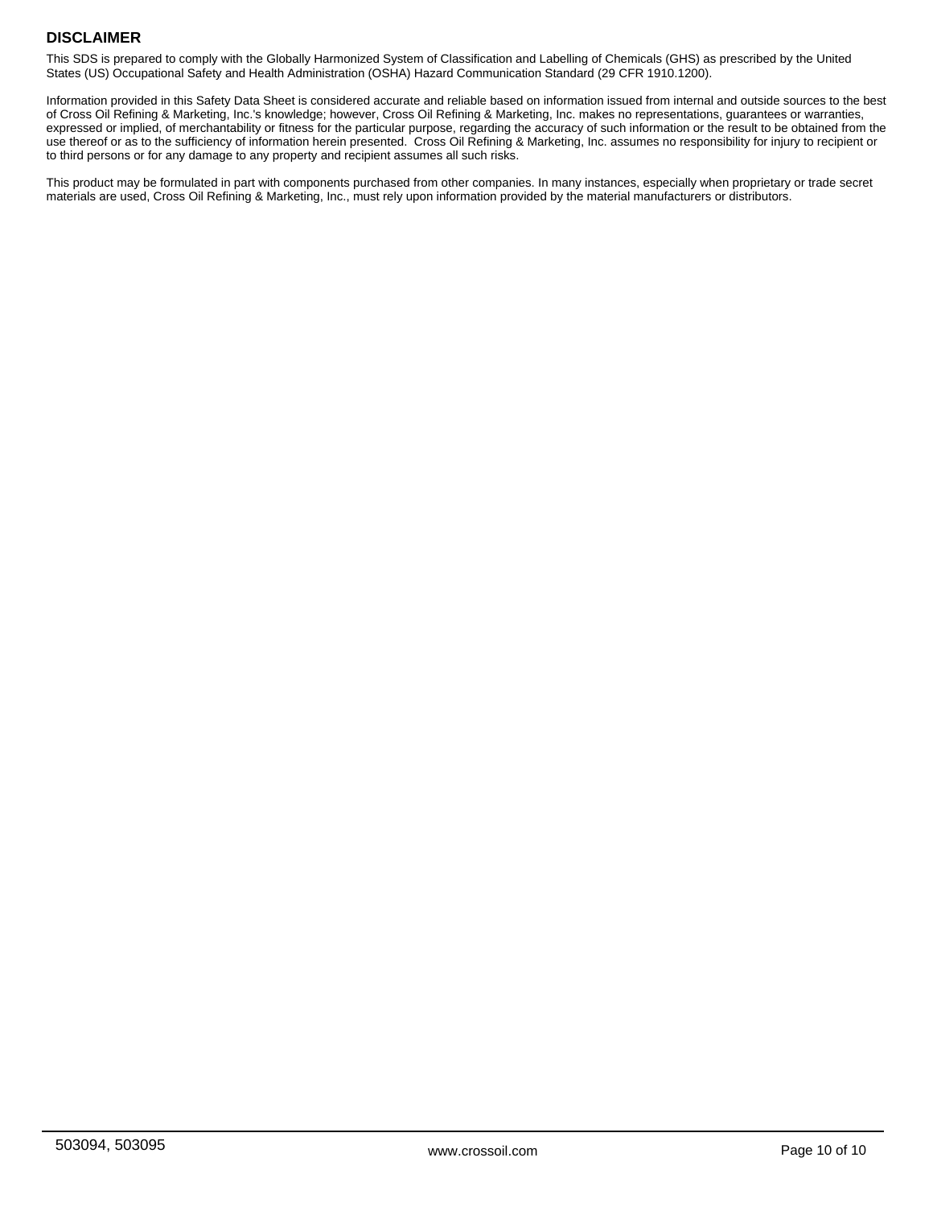## DISCLAIMER

This SDS is prepared to comply with the Globally Harmonized System of Classification and Labelling of Chemicals (GHS) as prescribed by the United States (US) Occupational Safety and Health Administration (OSHA) Hazard Communication Standard (29 CFR 1910.1200).

Information provided in this Safety Data Sheet is considered accurate and reliable based on information issued from internal and outside sources to the best of Cross Oil Refining & Marketing, Inc.'s knowledge; however, Cross Oil Refining & Marketing, Inc. makes no representations, guarantees or warranties, expressed or implied, of merchantability or fitness for the particular purpose, regarding the accuracy of such information or the result to be obtained from the use thereof or as to the sufficiency of information herein presented. Cross Oil Refining & Marketing, Inc. assumes no responsibility for injury to recipient or to third persons or for any damage to any property and recipient assumes all such risks.

This product may be formulated in part with components purchased from other companies. In many instances, especially when proprietary or trade secret materials are used, Cross Oil Refining & Marketing, Inc., must rely upon information provided by the material manufacturers or distributors.